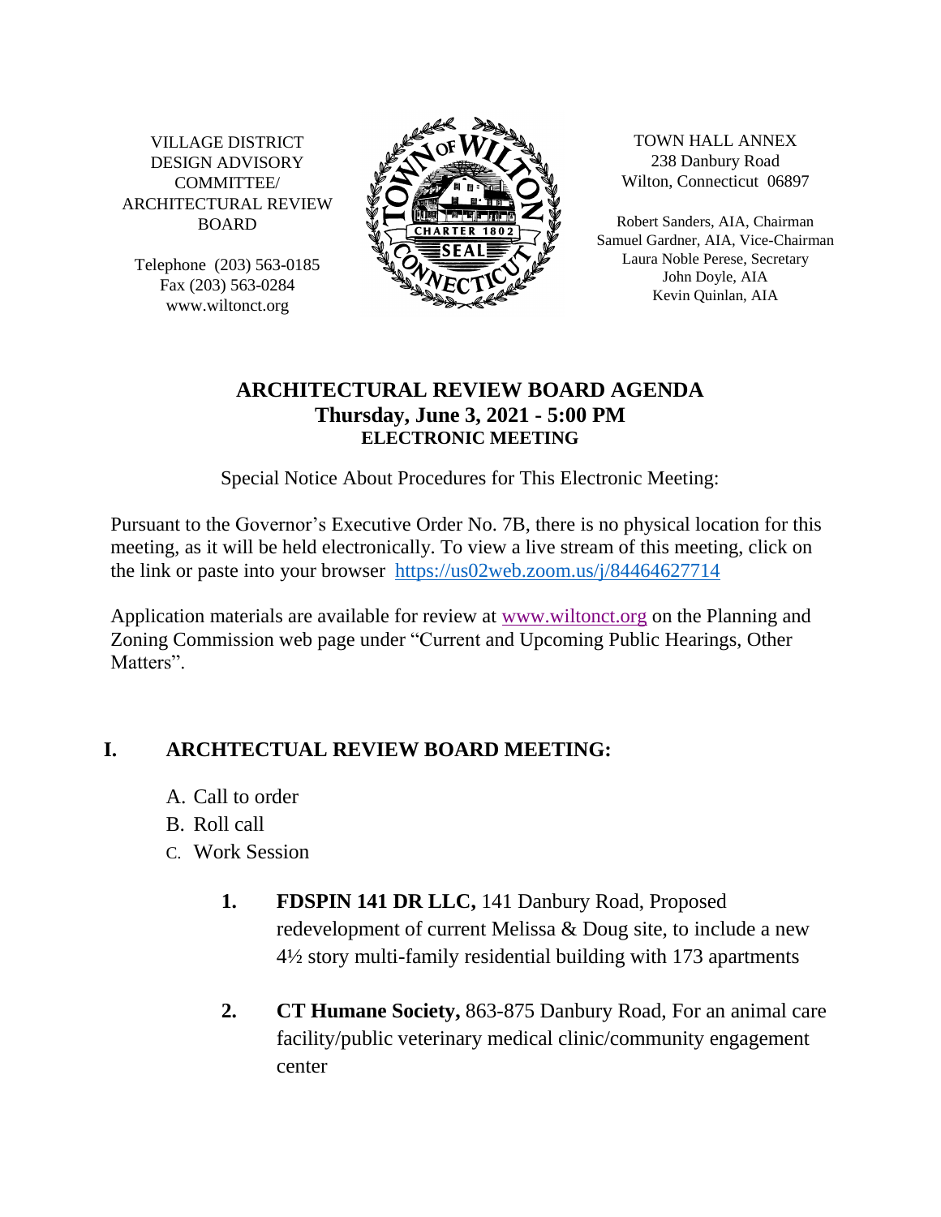VILLAGE DISTRICT DESIGN ADVISORY COMMITTEE/ ARCHITECTURAL REVIEW BOARD

Telephone (203) 563-0185
Fax (203) 563-0284
www.wiltonct.org

TOWN HALL ANNEX
238 Danbury Road
Wilton, Connecticut 06897

Robert Sanders, AIA, Chairman
Samuel Gardner, AIA, Vice-Chairman
Laura Noble Perese, Secretary
John Doyle, AIA
Kevin Quinlan, AIA

# ARCHITECTURAL REVIEW BOARD AGENDA
## Thursday, June 3, 2021 - 5:00 PM
### ELECTRONIC MEETING

Special Notice About Procedures for This Electronic Meeting:

Pursuant to the Governor's Executive Order No. 7B, there is no physical location for this meeting, as it will be held electronically. To view a live stream of this meeting, click on the link or paste into your browser https://us02web.zoom.us/j/84464627714

Application materials are available for review at www.wiltonct.org on the Planning and Zoning Commission web page under "Current and Upcoming Public Hearings, Other Matters".

## I. ARCHTECTUAL REVIEW BOARD MEETING:

A. Call to order
B. Roll call
C. Work Session

1. **FDSPIN 141 DR LLC,** 141 Danbury Road, Proposed redevelopment of current Melissa & Doug site, to include a new 4½ story multi-family residential building with 173 apartments

2. **CT Humane Society,** 863-875 Danbury Road, For an animal care facility/public veterinary medical clinic/community engagement center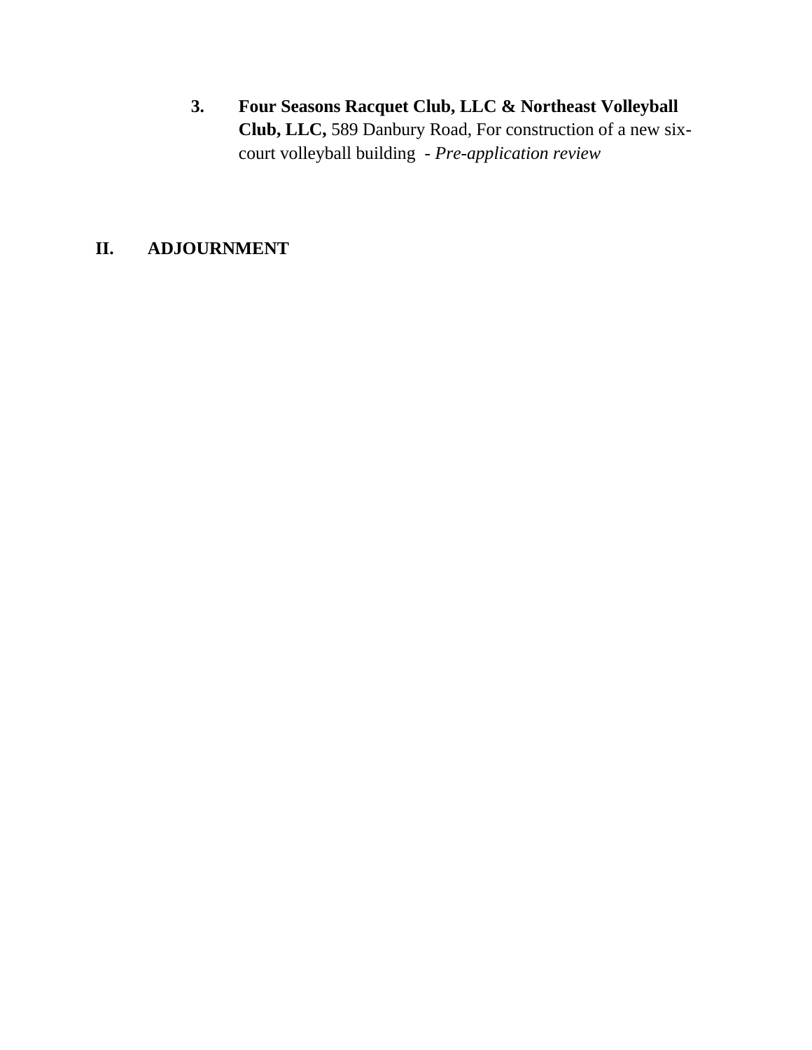3. **Four Seasons Racquet Club, LLC & Northeast Volleyball Club, LLC,** 589 Danbury Road, For construction of a new six-court volleyball building - *Pre-application review*

## II. ADJOURNMENT